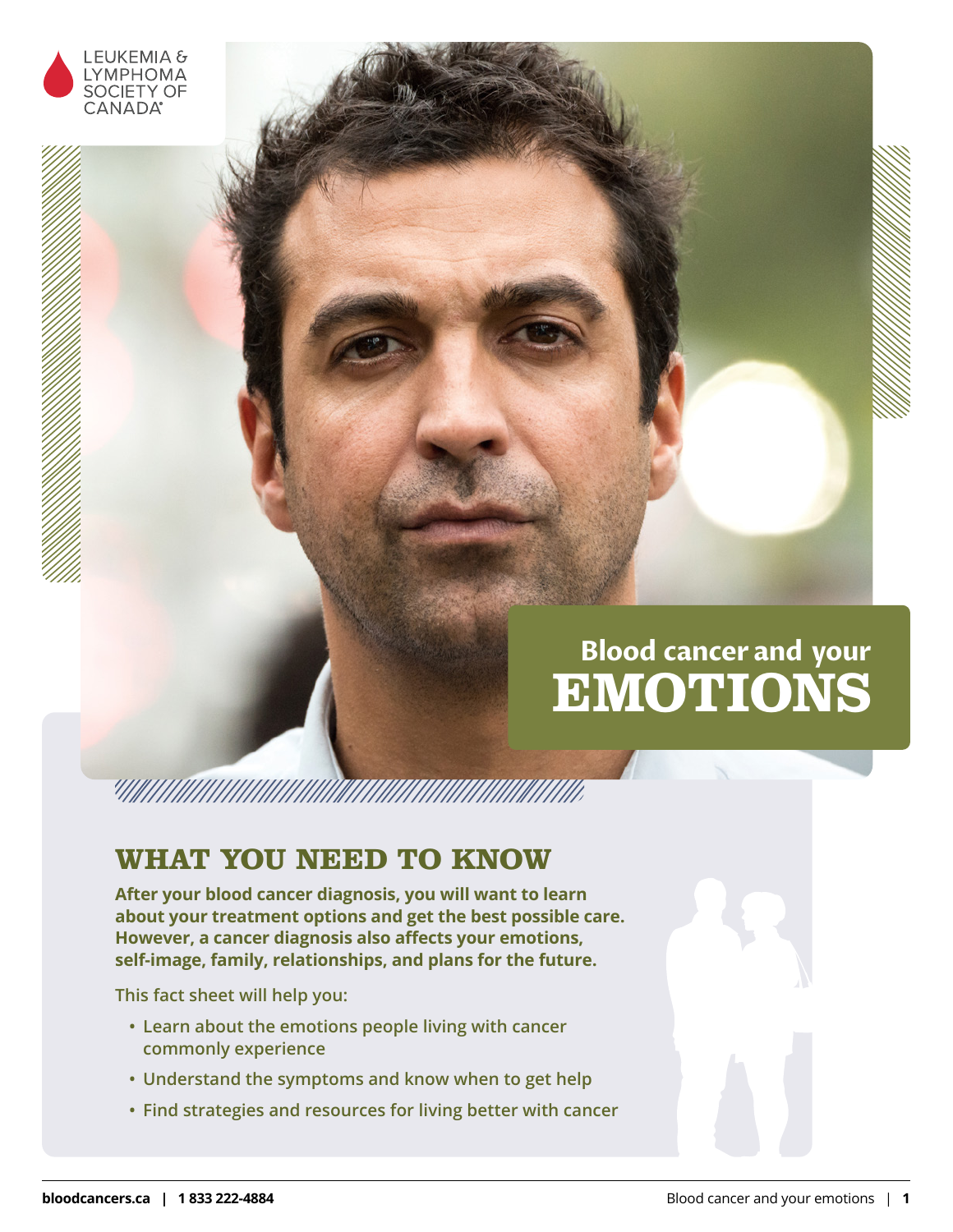LEUKEMIA & LYMPHOMA SOCIETY OF CANADA

# Blood cancer and your EMOTIONS

## WHAT YOU NEED TO KNOW

**After your blood cancer diagnosis, you will want to learn about your treatment options and get the best possible care. However, a cancer diagnosis also affects your emotions, self-image, family, relationships, and plans for the future.**

This fact sheet will help you:

- Learn about the emotions people living with cancer commonly experience
- Understand the symptoms and know when to get help
- Find strategies and resources for living better with cancer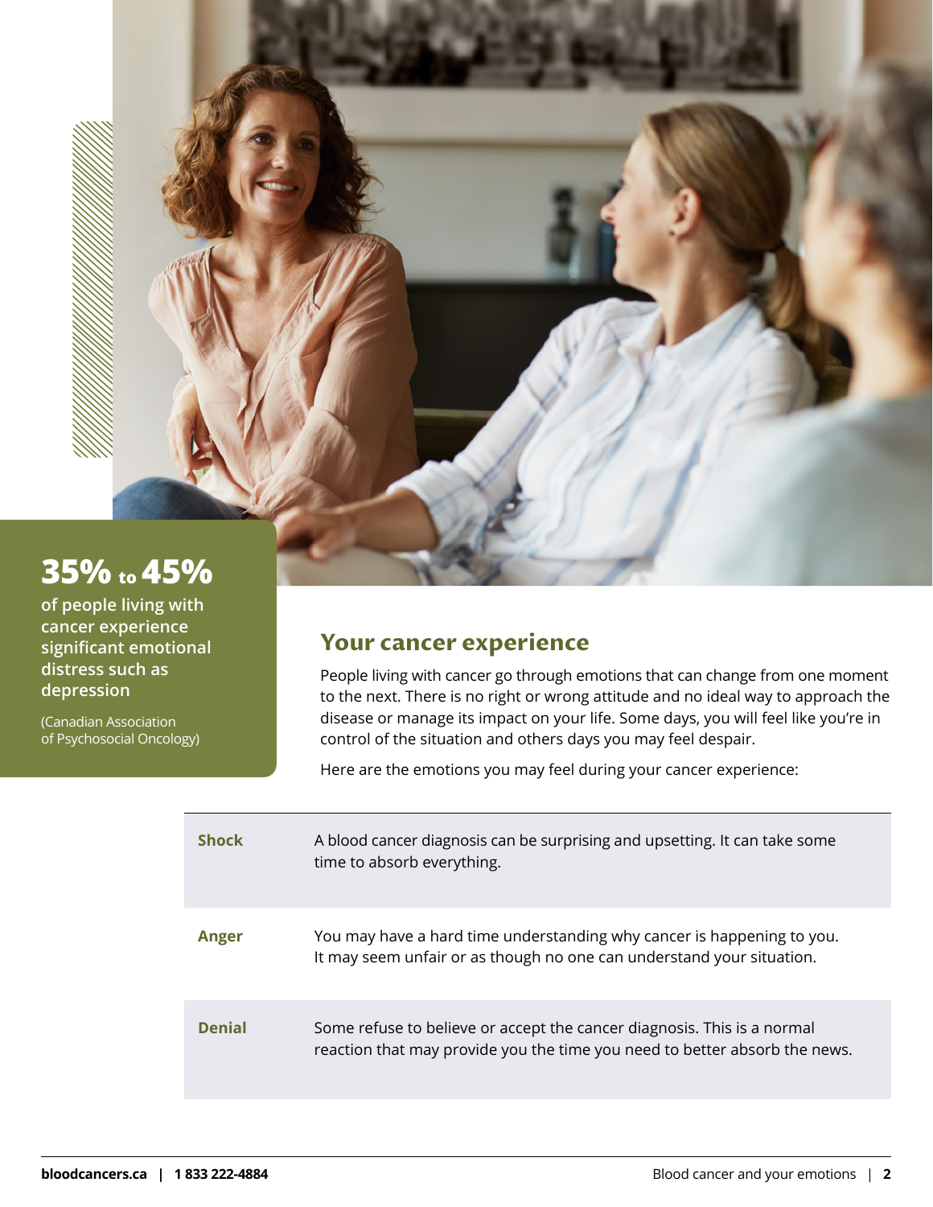**35% to 45%**

**of people living with cancer experience significant emotional distress such as depression**

(Canadian Association of Psychosocial Oncology)

## Your cancer experience

People living with cancer go through emotions that can change from one moment to the next. There is no right or wrong attitude and no ideal way to approach the disease or manage its impact on your life. Some days, you will feel like you're in control of the situation and others days you may feel despair.

Here are the emotions you may feel during your cancer experience:

| | |
|---|---|
| **Shock** | A blood cancer diagnosis can be surprising and upsetting. It can take some time to absorb everything. |
| **Anger** | You may have a hard time understanding why cancer is happening to you. It may seem unfair or as though no one can understand your situation. |
| **Denial** | Some refuse to believe or accept the cancer diagnosis. This is a normal reaction that may provide you the time you need to better absorb the news. |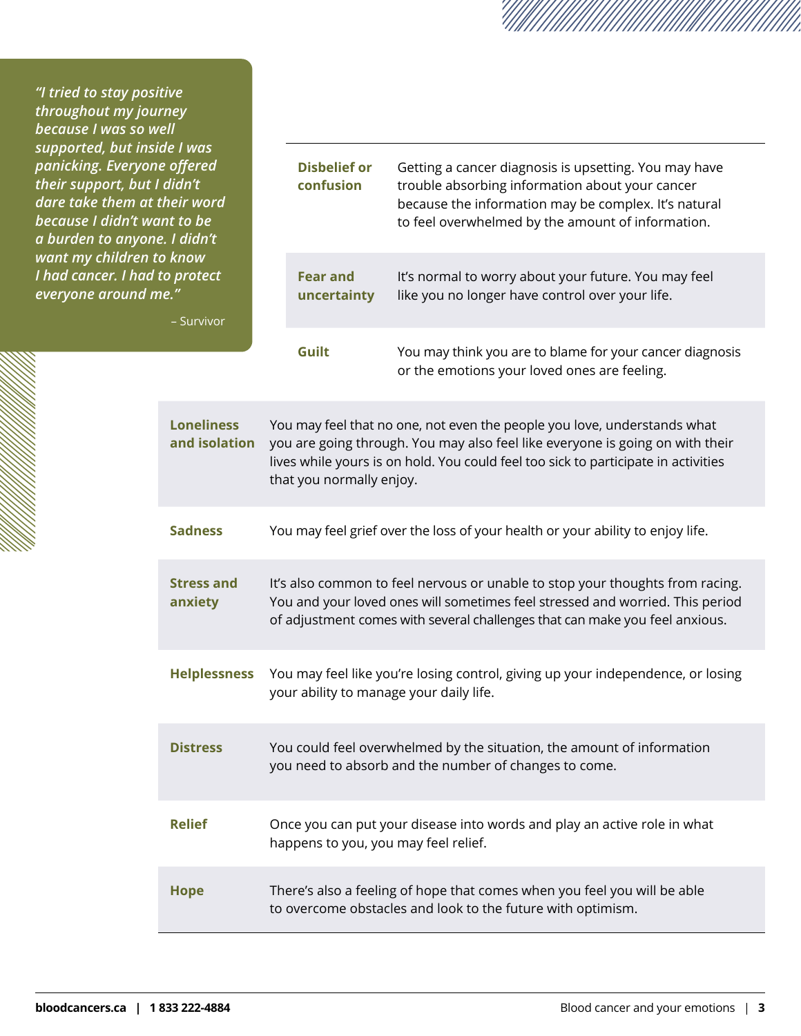> *"I tried to stay positive throughout my journey because I was so well supported, but inside I was panicking. Everyone offered their support, but I didn't dare take them at their word because I didn't want to be a burden to anyone. I didn't want my children to know I had cancer. I had to protect everyone around me."*
>
> – Survivor

| | |
|---|---|
| **Disbelief or confusion** | Getting a cancer diagnosis is upsetting. You may have trouble absorbing information about your cancer because the information may be complex. It's natural to feel overwhelmed by the amount of information. |
| **Fear and uncertainty** | It's normal to worry about your future. You may feel like you no longer have control over your life. |
| **Guilt** | You may think you are to blame for your cancer diagnosis or the emotions your loved ones are feeling. |
| **Loneliness and isolation** | You may feel that no one, not even the people you love, understands what you are going through. You may also feel like everyone is going on with their lives while yours is on hold. You could feel too sick to participate in activities that you normally enjoy. |
| **Sadness** | You may feel grief over the loss of your health or your ability to enjoy life. |
| **Stress and anxiety** | It's also common to feel nervous or unable to stop your thoughts from racing. You and your loved ones will sometimes feel stressed and worried. This period of adjustment comes with several challenges that can make you feel anxious. |
| **Helplessness** | You may feel like you're losing control, giving up your independence, or losing your ability to manage your daily life. |
| **Distress** | You could feel overwhelmed by the situation, the amount of information you need to absorb and the number of changes to come. |
| **Relief** | Once you can put your disease into words and play an active role in what happens to you, you may feel relief. |
| **Hope** | There's also a feeling of hope that comes when you feel you will be able to overcome obstacles and look to the future with optimism. |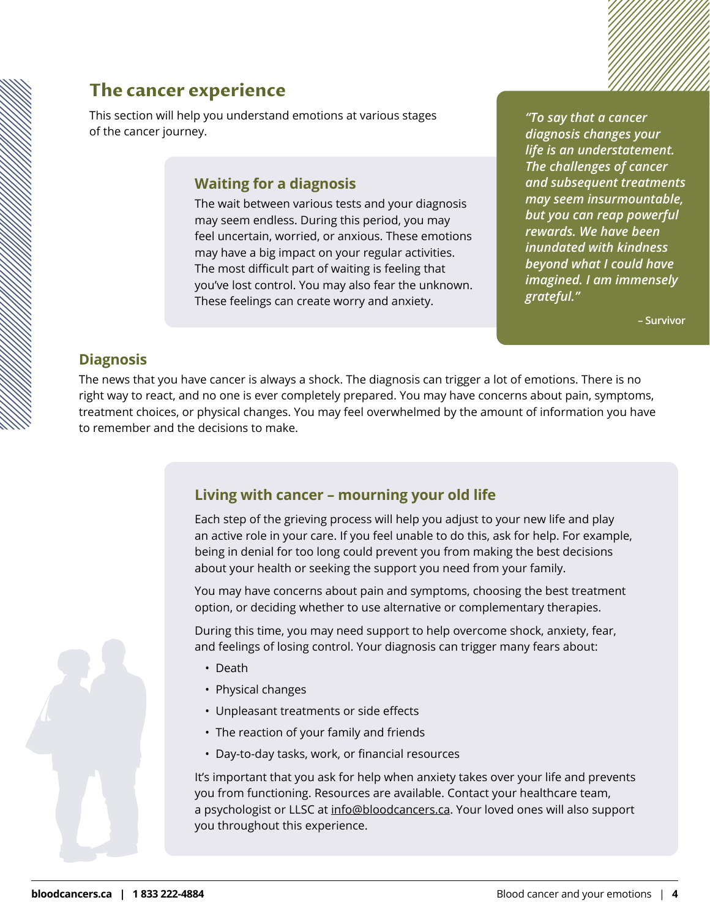## The cancer experience

This section will help you understand emotions at various stages of the cancer journey.

### Waiting for a diagnosis

The wait between various tests and your diagnosis may seem endless. During this period, you may feel uncertain, worried, or anxious. These emotions may have a big impact on your regular activities. The most difficult part of waiting is feeling that you've lost control. You may also fear the unknown. These feelings can create worry and anxiety.

> *"To say that a cancer diagnosis changes your life is an understatement. The challenges of cancer and subsequent treatments may seem insurmountable, but you can reap powerful rewards. We have been inundated with kindness beyond what I could have imagined. I am immensely grateful."*
>
> **– Survivor**

### Diagnosis

The news that you have cancer is always a shock. The diagnosis can trigger a lot of emotions. There is no right way to react, and no one is ever completely prepared. You may have concerns about pain, symptoms, treatment choices, or physical changes. You may feel overwhelmed by the amount of information you have to remember and the decisions to make.

### Living with cancer – mourning your old life

Each step of the grieving process will help you adjust to your new life and play an active role in your care. If you feel unable to do this, ask for help. For example, being in denial for too long could prevent you from making the best decisions about your health or seeking the support you need from your family.

You may have concerns about pain and symptoms, choosing the best treatment option, or deciding whether to use alternative or complementary therapies.

During this time, you may need support to help overcome shock, anxiety, fear, and feelings of losing control. Your diagnosis can trigger many fears about:

- Death
- Physical changes
- Unpleasant treatments or side effects
- The reaction of your family and friends
- Day-to-day tasks, work, or financial resources

It's important that you ask for help when anxiety takes over your life and prevents you from functioning. Resources are available. Contact your healthcare team, a psychologist or LLSC at info@bloodcancers.ca. Your loved ones will also support you throughout this experience.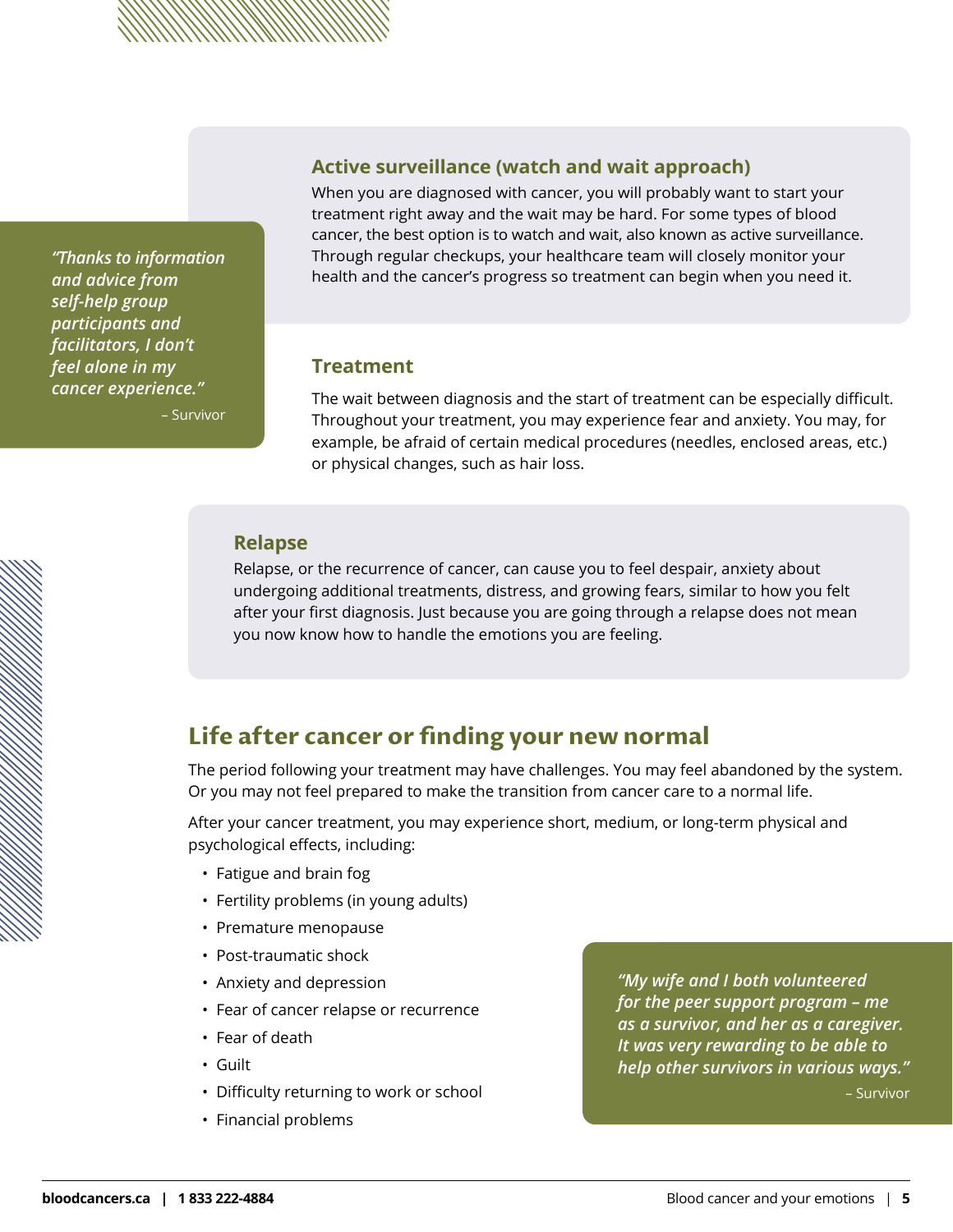### Active surveillance (watch and wait approach)

When you are diagnosed with cancer, you will probably want to start your treatment right away and the wait may be hard. For some types of blood cancer, the best option is to watch and wait, also known as active surveillance. Through regular checkups, your healthcare team will closely monitor your health and the cancer's progress so treatment can begin when you need it.

> *"Thanks to information and advice from self-help group participants and facilitators, I don't feel alone in my cancer experience."*
>
> – Survivor

### Treatment

The wait between diagnosis and the start of treatment can be especially difficult. Throughout your treatment, you may experience fear and anxiety. You may, for example, be afraid of certain medical procedures (needles, enclosed areas, etc.) or physical changes, such as hair loss.

### Relapse

Relapse, or the recurrence of cancer, can cause you to feel despair, anxiety about undergoing additional treatments, distress, and growing fears, similar to how you felt after your first diagnosis. Just because you are going through a relapse does not mean you now know how to handle the emotions you are feeling.

## Life after cancer or finding your new normal

The period following your treatment may have challenges. You may feel abandoned by the system. Or you may not feel prepared to make the transition from cancer care to a normal life.

After your cancer treatment, you may experience short, medium, or long-term physical and psychological effects, including:

- Fatigue and brain fog
- Fertility problems (in young adults)
- Premature menopause
- Post-traumatic shock
- Anxiety and depression
- Fear of cancer relapse or recurrence
- Fear of death
- Guilt
- Difficulty returning to work or school
- Financial problems

> *"My wife and I both volunteered for the peer support program – me as a survivor, and her as a caregiver. It was very rewarding to be able to help other survivors in various ways."*
>
> – Survivor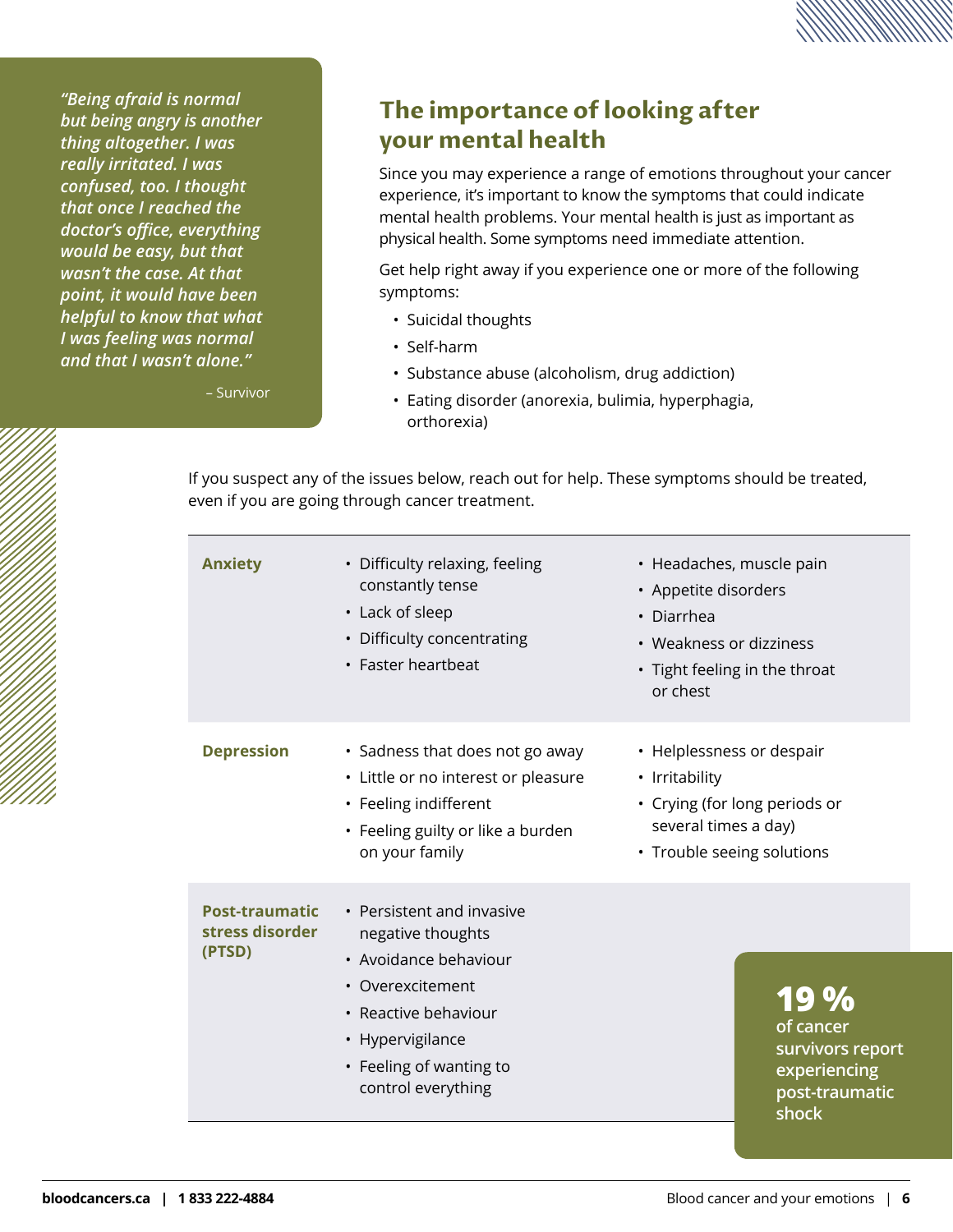> *"Being afraid is normal but being angry is another thing altogether. I was really irritated. I was confused, too. I thought that once I reached the doctor's office, everything would be easy, but that wasn't the case. At that point, it would have been helpful to know that what I was feeling was normal and that I wasn't alone."*
>
> – Survivor

## The importance of looking after your mental health

Since you may experience a range of emotions throughout your cancer experience, it's important to know the symptoms that could indicate mental health problems. Your mental health is just as important as physical health. Some symptoms need immediate attention.

Get help right away if you experience one or more of the following symptoms:

- Suicidal thoughts
- Self-harm
- Substance abuse (alcoholism, drug addiction)
- Eating disorder (anorexia, bulimia, hyperphagia, orthorexia)

If you suspect any of the issues below, reach out for help. These symptoms should be treated, even if you are going through cancer treatment.

| | | |
|---|---|---|
| **Anxiety** | • Difficulty relaxing, feeling constantly tense<br>• Lack of sleep<br>• Difficulty concentrating<br>• Faster heartbeat | • Headaches, muscle pain<br>• Appetite disorders<br>• Diarrhea<br>• Weakness or dizziness<br>• Tight feeling in the throat or chest |
| **Depression** | • Sadness that does not go away<br>• Little or no interest or pleasure<br>• Feeling indifferent<br>• Feeling guilty or like a burden on your family | • Helplessness or despair<br>• Irritability<br>• Crying (for long periods or several times a day)<br>• Trouble seeing solutions |
| **Post-traumatic stress disorder (PTSD)** | • Persistent and invasive negative thoughts<br>• Avoidance behaviour<br>• Overexcitement<br>• Reactive behaviour<br>• Hypervigilance<br>• Feeling of wanting to control everything | |

**19 %** of cancer survivors report experiencing post-traumatic shock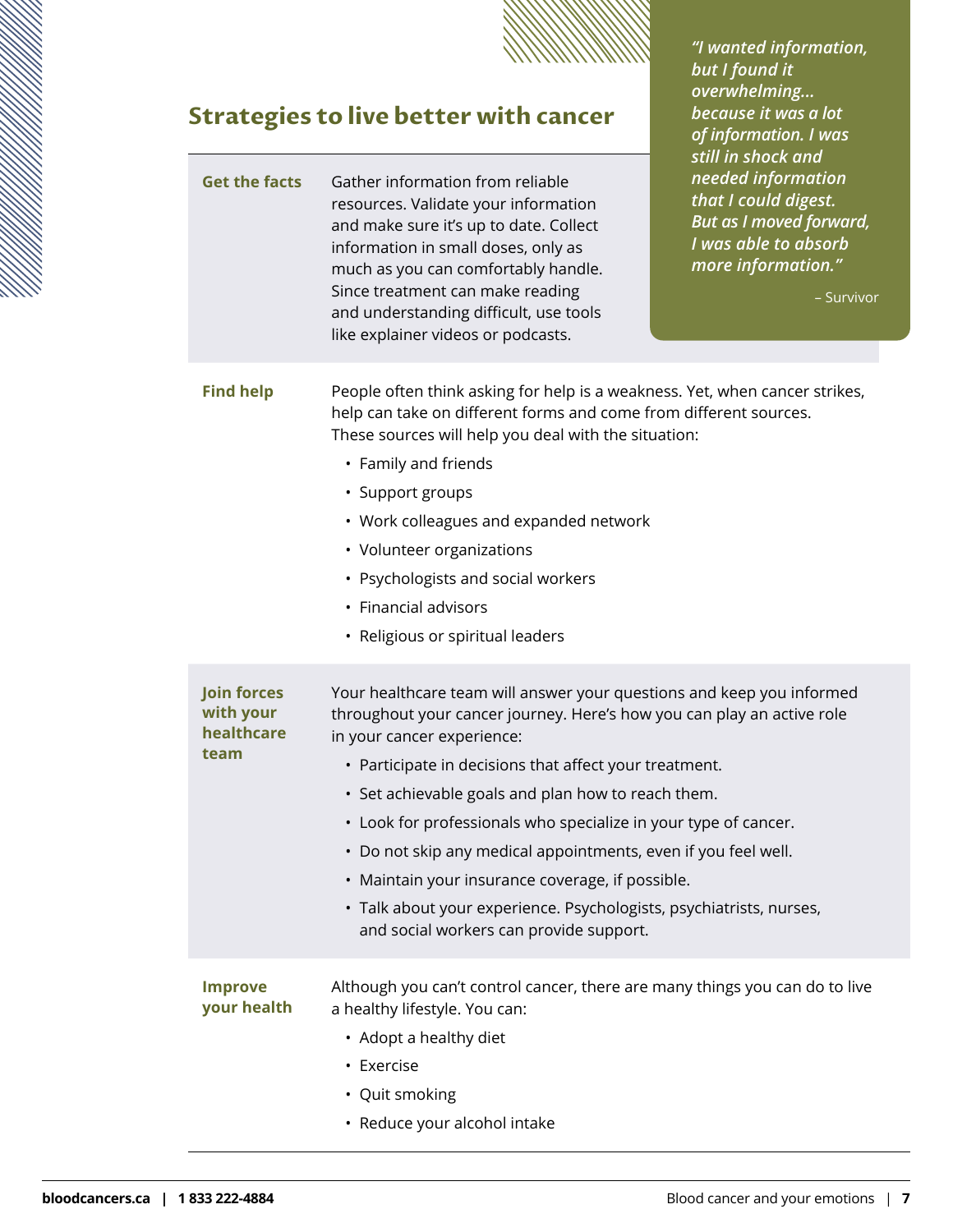## Strategies to live better with cancer

> *"I wanted information, but I found it overwhelming... because it was a lot of information. I was still in shock and needed information that I could digest. But as I moved forward, I was able to absorb more information."*
>
> – Survivor

**Get the facts**

Gather information from reliable resources. Validate your information and make sure it's up to date. Collect information in small doses, only as much as you can comfortably handle. Since treatment can make reading and understanding difficult, use tools like explainer videos or podcasts.

**Find help**

People often think asking for help is a weakness. Yet, when cancer strikes, help can take on different forms and come from different sources. These sources will help you deal with the situation:

- Family and friends
- Support groups
- Work colleagues and expanded network
- Volunteer organizations
- Psychologists and social workers
- Financial advisors
- Religious or spiritual leaders

**Join forces with your healthcare team**

Your healthcare team will answer your questions and keep you informed throughout your cancer journey. Here's how you can play an active role in your cancer experience:

- Participate in decisions that affect your treatment.
- Set achievable goals and plan how to reach them.
- Look for professionals who specialize in your type of cancer.
- Do not skip any medical appointments, even if you feel well.
- Maintain your insurance coverage, if possible.
- Talk about your experience. Psychologists, psychiatrists, nurses, and social workers can provide support.

**Improve your health**

Although you can't control cancer, there are many things you can do to live a healthy lifestyle. You can:

- Adopt a healthy diet
- Exercise
- Quit smoking
- Reduce your alcohol intake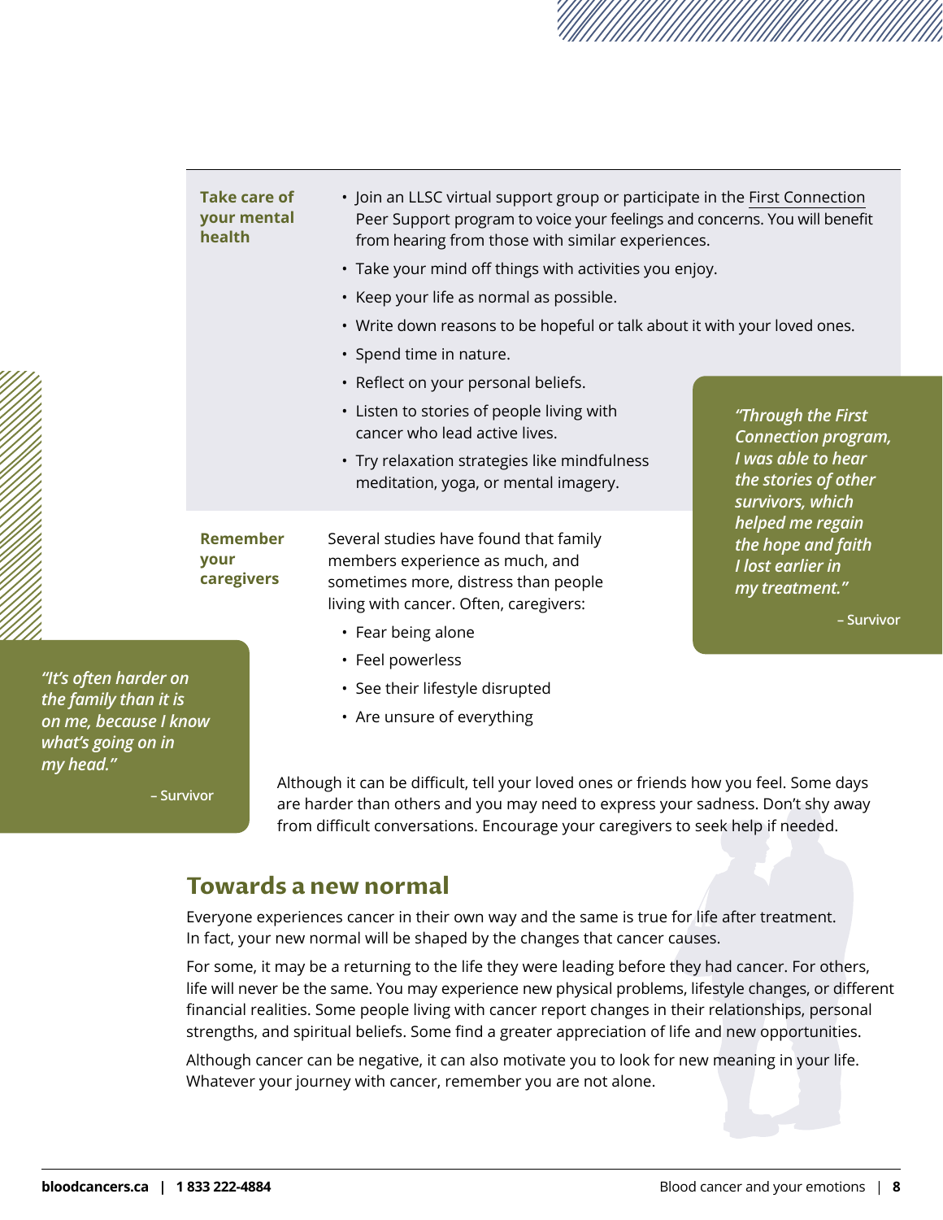**Take care of your mental health**

- Join an LLSC virtual support group or participate in the First Connection Peer Support program to voice your feelings and concerns. You will benefit from hearing from those with similar experiences.
- Take your mind off things with activities you enjoy.
- Keep your life as normal as possible.
- Write down reasons to be hopeful or talk about it with your loved ones.
- Spend time in nature.
- Reflect on your personal beliefs.
- Listen to stories of people living with cancer who lead active lives.
- Try relaxation strategies like mindfulness meditation, yoga, or mental imagery.

> *"Through the First Connection program, I was able to hear the stories of other survivors, which helped me regain the hope and faith I lost earlier in my treatment."*
>
> – Survivor

**Remember your caregivers**

Several studies have found that family members experience as much, and sometimes more, distress than people living with cancer. Often, caregivers:

- Fear being alone
- Feel powerless
- See their lifestyle disrupted
- Are unsure of everything

> *"It's often harder on the family than it is on me, because I know what's going on in my head."*
>
> – Survivor

Although it can be difficult, tell your loved ones or friends how you feel. Some days are harder than others and you may need to express your sadness. Don't shy away from difficult conversations. Encourage your caregivers to seek help if needed.

## Towards a new normal

Everyone experiences cancer in their own way and the same is true for life after treatment. In fact, your new normal will be shaped by the changes that cancer causes.

For some, it may be a returning to the life they were leading before they had cancer. For others, life will never be the same. You may experience new physical problems, lifestyle changes, or different financial realities. Some people living with cancer report changes in their relationships, personal strengths, and spiritual beliefs. Some find a greater appreciation of life and new opportunities.

Although cancer can be negative, it can also motivate you to look for new meaning in your life. Whatever your journey with cancer, remember you are not alone.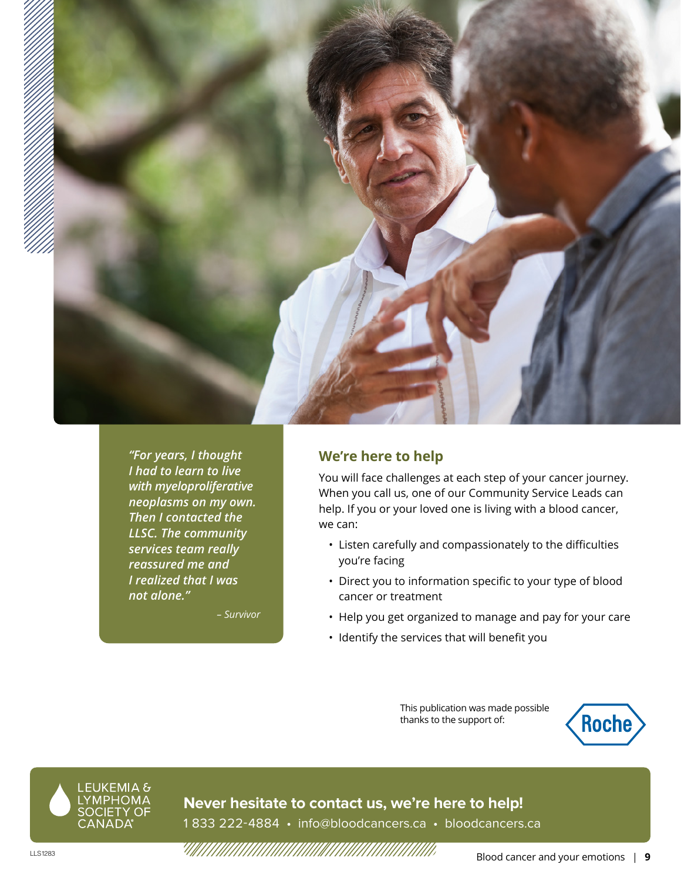*"For years, I thought I had to learn to live with myeloproliferative neoplasms on my own. Then I contacted the LLSC. The community services team really reassured me and I realized that I was not alone."*

*– Survivor*

## We're here to help

You will face challenges at each step of your cancer journey. When you call us, one of our Community Service Leads can help. If you or your loved one is living with a blood cancer, we can:

- Listen carefully and compassionately to the difficulties you're facing
- Direct you to information specific to your type of blood cancer or treatment
- Help you get organized to manage and pay for your care
- Identify the services that will benefit you

This publication was made possible thanks to the support of: Roche

LEUKEMIA & LYMPHOMA SOCIETY OF CANADA

**Never hesitate to contact us, we're here to help!**

1 833 222-4884 • info@bloodcancers.ca • bloodcancers.ca

LLS1283